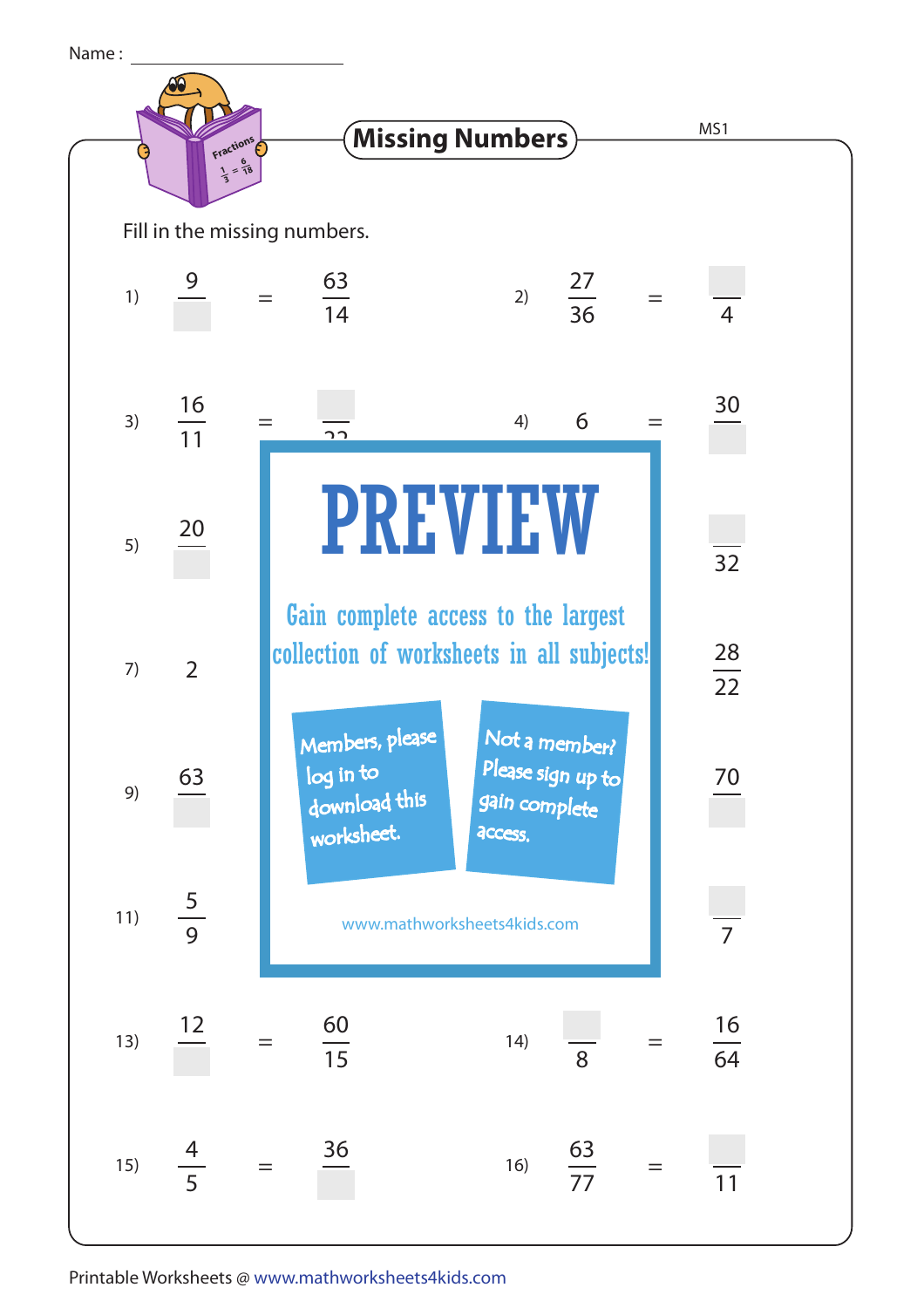Name : ____________________

# Missing Numbers

MS1

Fill in the missing numbers.

1) $\frac{9}{\square} = \frac{63}{14}$

2) $\frac{27}{36} = \frac{\square}{4}$

3) $\frac{16}{11} = \frac{\square}{22}$

4) $6 = \frac{30}{\square}$

5) $\frac{20}{\square}$

6) $\frac{\square}{32}$

7) $2$

8) $\frac{28}{22}$

9) $\frac{63}{\square}$

10) $\frac{70}{\square}$

11) $\frac{5}{9}$

12) $\frac{\square}{7}$

PREVIEW

Gain complete access to the largest collection of worksheets in all subjects!

Members, please log in to download this worksheet.

Not a member? Please sign up to gain complete access.

www.mathworksheets4kids.com

13) $\frac{12}{\square} = \frac{60}{15}$

14) $\frac{\square}{8} = \frac{16}{64}$

15) $\frac{4}{5} = \frac{36}{\square}$

16) $\frac{63}{77} = \frac{\square}{11}$

Printable Worksheets @ www.mathworksheets4kids.com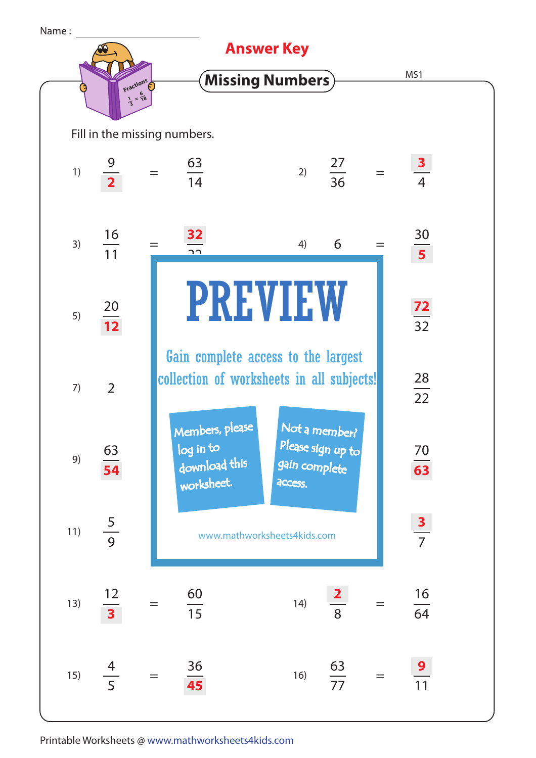Name : ____________________

**Answer Key**

## Missing Numbers

MS1

Fill in the missing numbers.

1) $\frac{9}{\mathbf{2}} = \frac{63}{14}$

2) $\frac{27}{36} = \frac{\mathbf{3}}{4}$

3) $\frac{16}{11} = \frac{\mathbf{32}}{22}$

4) $6 = \frac{30}{\mathbf{5}}$

5) $\frac{20}{\mathbf{12}}$

6) $\frac{\mathbf{72}}{32}$

7) 2

8) $\frac{28}{22}$

9) $\frac{63}{\mathbf{54}}$

10) $\frac{70}{\mathbf{63}}$

11) $\frac{5}{9}$

12) $\frac{\mathbf{3}}{7}$

PREVIEW

Gain complete access to the largest collection of worksheets in all subjects!

Members, please log in to download this worksheet.

Not a member? Please sign up to gain complete access.

www.mathworksheets4kids.com

13) $\frac{12}{\mathbf{3}} = \frac{60}{15}$

14) $\frac{\mathbf{2}}{8} = \frac{16}{64}$

15) $\frac{4}{5} = \frac{36}{\mathbf{45}}$

16) $\frac{63}{77} = \frac{\mathbf{9}}{11}$

Printable Worksheets @ www.mathworksheets4kids.com